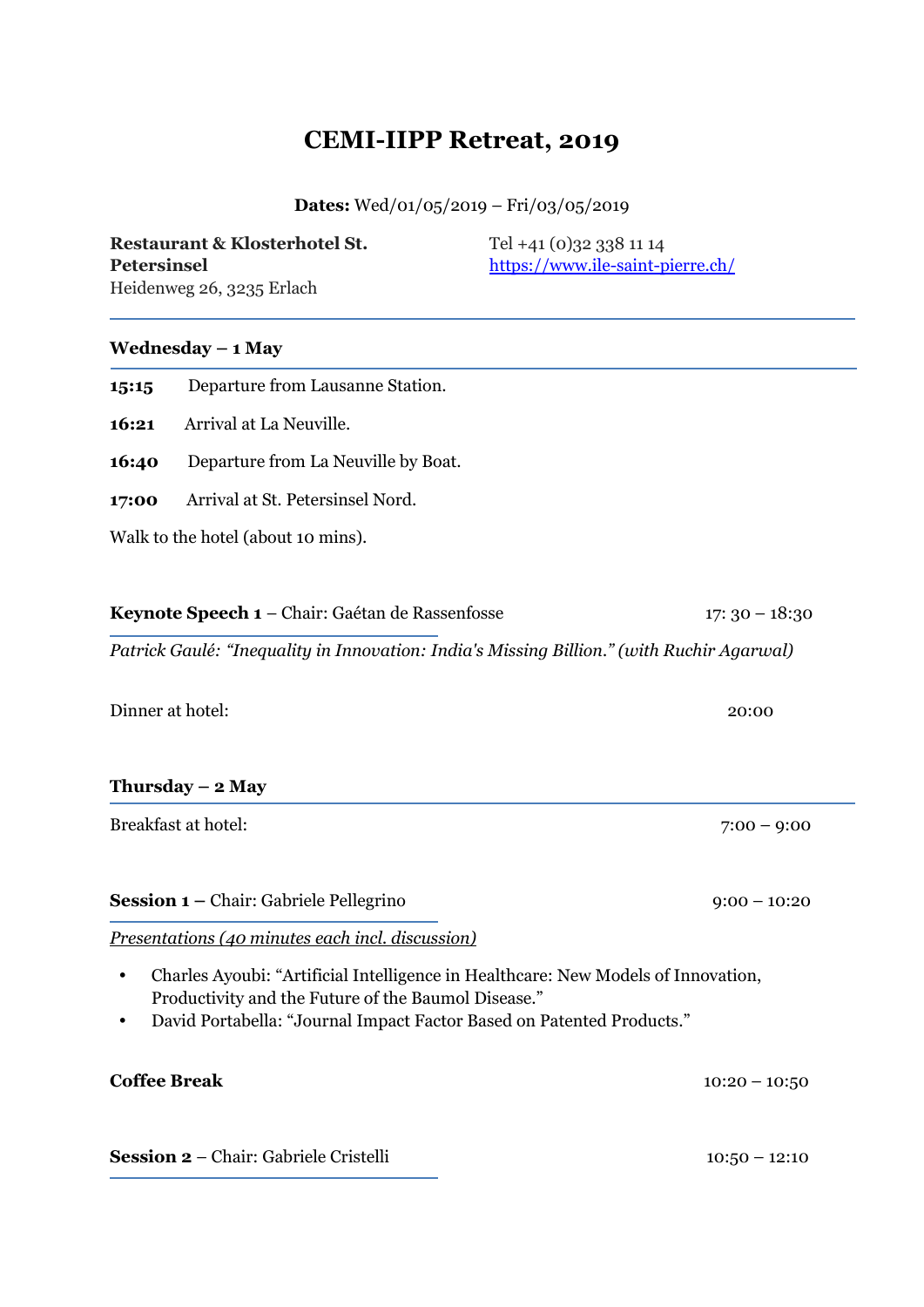# CEMI-IIPP Retreat, 2019

**Dates:** Wed/01/05/2019 – Fri/03/05/2019

**Restaurant & Klosterhotel St. Petersinsel**
Heidenweg 26, 3235 Erlach

Tel +41 (0)32 338 11 14
https://www.ile-saint-pierre.ch/

## Wednesday – 1 May

**15:15** Departure from Lausanne Station.

**16:21** Arrival at La Neuville.

**16:40** Departure from La Neuville by Boat.

**17:00** Arrival at St. Petersinsel Nord.

Walk to the hotel (about 10 mins).

**Keynote Speech 1** – Chair: Gaétan de Rassenfosse — 17: 30 – 18:30

*Patrick Gaulé: "Inequality in Innovation: India's Missing Billion." (with Ruchir Agarwal)*

Dinner at hotel: 20:00

## Thursday – 2 May

Breakfast at hotel: 7:00 – 9:00

**Session 1 –** Chair: Gabriele Pellegrino — 9:00 – 10:20

*Presentations (40 minutes each incl. discussion)*

- Charles Ayoubi: "Artificial Intelligence in Healthcare: New Models of Innovation, Productivity and the Future of the Baumol Disease."
- David Portabella: "Journal Impact Factor Based on Patented Products."

**Coffee Break** — 10:20 – 10:50

**Session 2** – Chair: Gabriele Cristelli — 10:50 – 12:10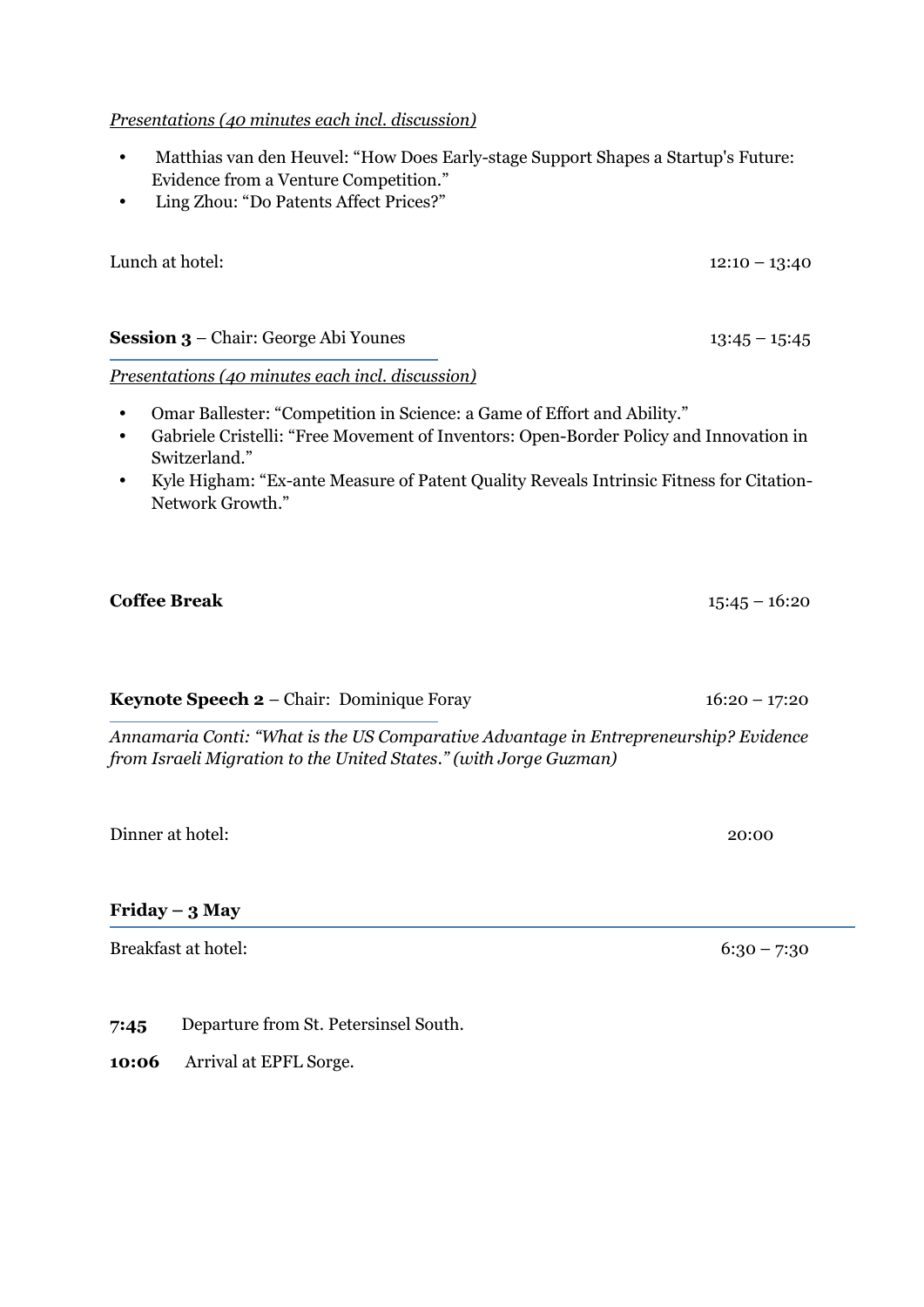*Presentations (40 minutes each incl. discussion)*

- Matthias van den Heuvel: "How Does Early-stage Support Shapes a Startup's Future: Evidence from a Venture Competition."
- Ling Zhou: "Do Patents Affect Prices?"

Lunch at hotel: 12:10 – 13:40

**Session 3** – Chair: George Abi Younes 13:45 – 15:45

*Presentations (40 minutes each incl. discussion)*

- Omar Ballester: "Competition in Science: a Game of Effort and Ability."
- Gabriele Cristelli: "Free Movement of Inventors: Open-Border Policy and Innovation in Switzerland."
- Kyle Higham: "Ex-ante Measure of Patent Quality Reveals Intrinsic Fitness for Citation-Network Growth."

**Coffee Break** 15:45 – 16:20

**Keynote Speech 2** – Chair: Dominique Foray 16:20 – 17:20

*Annamaria Conti: "What is the US Comparative Advantage in Entrepreneurship? Evidence from Israeli Migration to the United States." (with Jorge Guzman)*

Dinner at hotel: 20:00

**Friday – 3 May**

Breakfast at hotel: 6:30 – 7:30

**7:45** Departure from St. Petersinsel South.

**10:06** Arrival at EPFL Sorge.